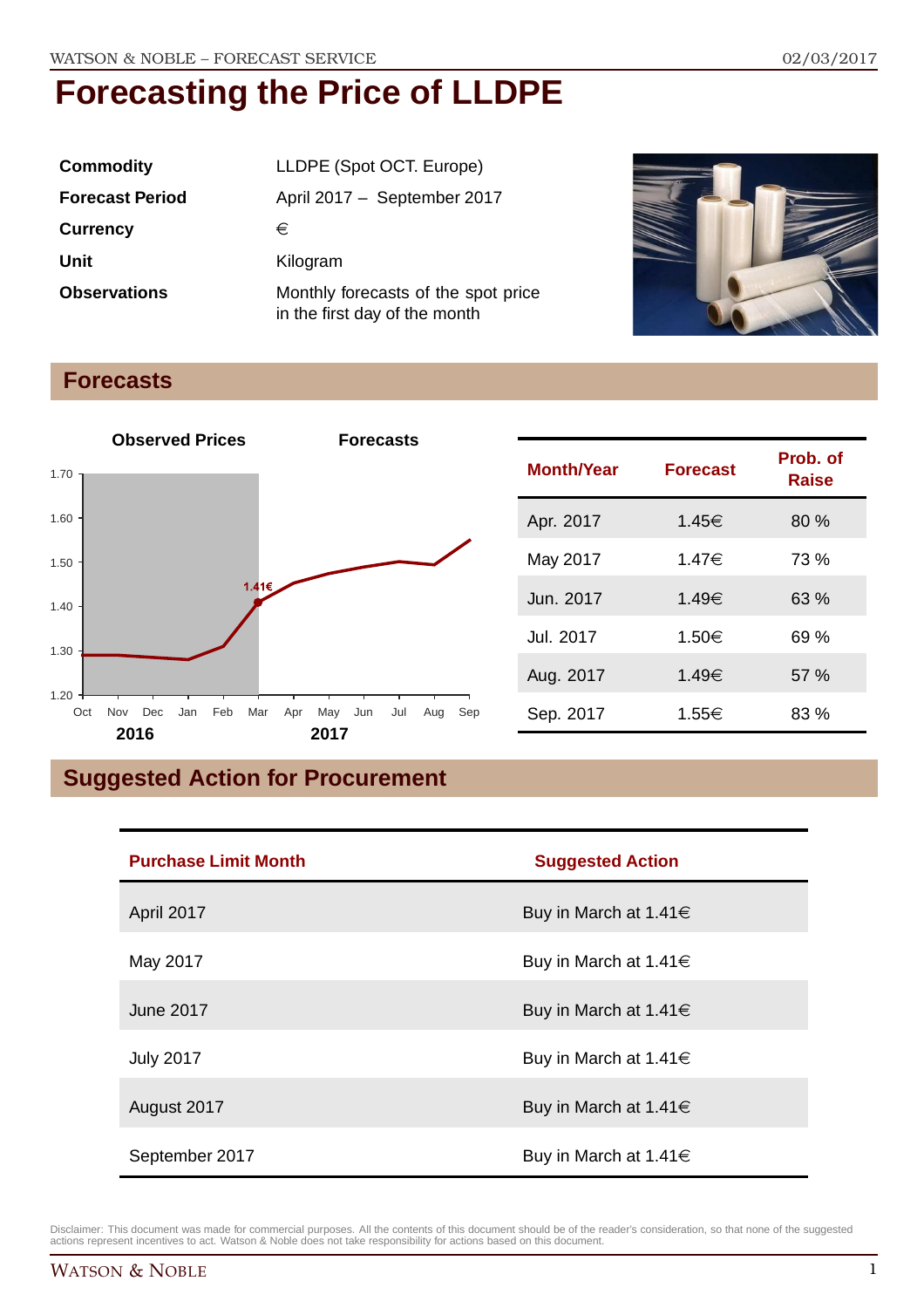# Forecasting the Price of LLDPE

| | |
|---|---|
| **Commodity** | LLDPE (Spot OCT. Europe) |
| **Forecast Period** | April 2017 – September 2017 |
| **Currency** | € |
| **Unit** | Kilogram |
| **Observations** | Monthly forecasts of the spot price in the first day of the month |

## Forecasts

| Month/Year | Forecast | Prob. of Raise |
|---|---|---|
| Apr. 2017 | 1.45€ | 80 % |
| May 2017 | 1.47€ | 73 % |
| Jun. 2017 | 1.49€ | 63 % |
| Jul. 2017 | 1.50€ | 69 % |
| Aug. 2017 | 1.49€ | 57 % |
| Sep. 2017 | 1.55€ | 83 % |

## Suggested Action for Procurement

| Purchase Limit Month | Suggested Action |
|---|---|
| April 2017 | Buy in March at 1.41€ |
| May 2017 | Buy in March at 1.41€ |
| June 2017 | Buy in March at 1.41€ |
| July 2017 | Buy in March at 1.41€ |
| August 2017 | Buy in March at 1.41€ |
| September 2017 | Buy in March at 1.41€ |

Disclaimer: This document was made for commercial purposes. All the contents of this document should be of the reader's consideration, so that none of the suggested actions represent incentives to act. Watson & Noble does not take responsibility for actions based on this document.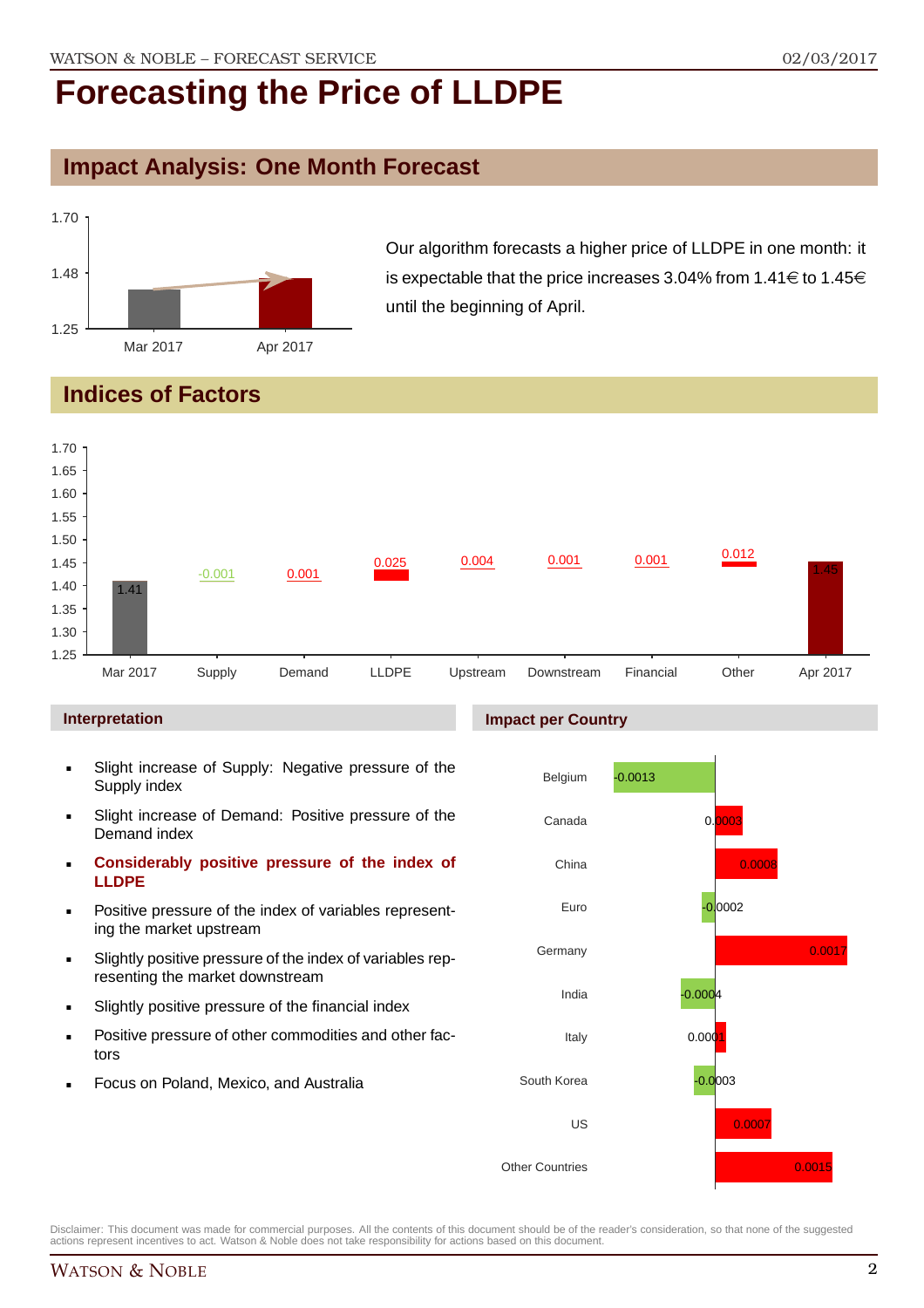# Forecasting the Price of LLDPE

## Impact Analysis: One Month Forecast

| | Mar 2017 | Apr 2017 |
|---|---|---|
| Price | 1.41 | 1.45 |

Our algorithm forecasts a higher price of LLDPE in one month: it is expectable that the price increases 3.04% from 1.41€ to 1.45€ until the beginning of April.

## Indices of Factors

| Mar 2017 | Supply | Demand | LLDPE | Upstream | Downstream | Financial | Other | Apr 2017 |
|---|---|---|---|---|---|---|---|---|
| 1.41 | -0.001 | 0.001 | 0.025 | 0.004 | 0.001 | 0.001 | 0.012 | 1.45 |

### Interpretation

- Slight increase of Supply: Negative pressure of the Supply index
- Slight increase of Demand: Positive pressure of the Demand index
- **Considerably positive pressure of the index of LLDPE**
- Positive pressure of the index of variables representing the market upstream
- Slightly positive pressure of the index of variables representing the market downstream
- Slightly positive pressure of the financial index
- Positive pressure of other commodities and other factors
- Focus on Poland, Mexico, and Australia

### Impact per Country

| Country | Impact |
|---|---|
| Belgium | -0.0013 |
| Canada | 0.0003 |
| China | 0.0008 |
| Euro | -0.0002 |
| Germany | 0.0017 |
| India | -0.0004 |
| Italy | 0.0001 |
| South Korea | -0.0003 |
| US | 0.0007 |
| Other Countries | 0.0015 |

Disclaimer: This document was made for commercial purposes. All the contents of this document should be of the reader's consideration, so that none of the suggested actions represent incentives to act. Watson & Noble does not take responsibility for actions based on this document.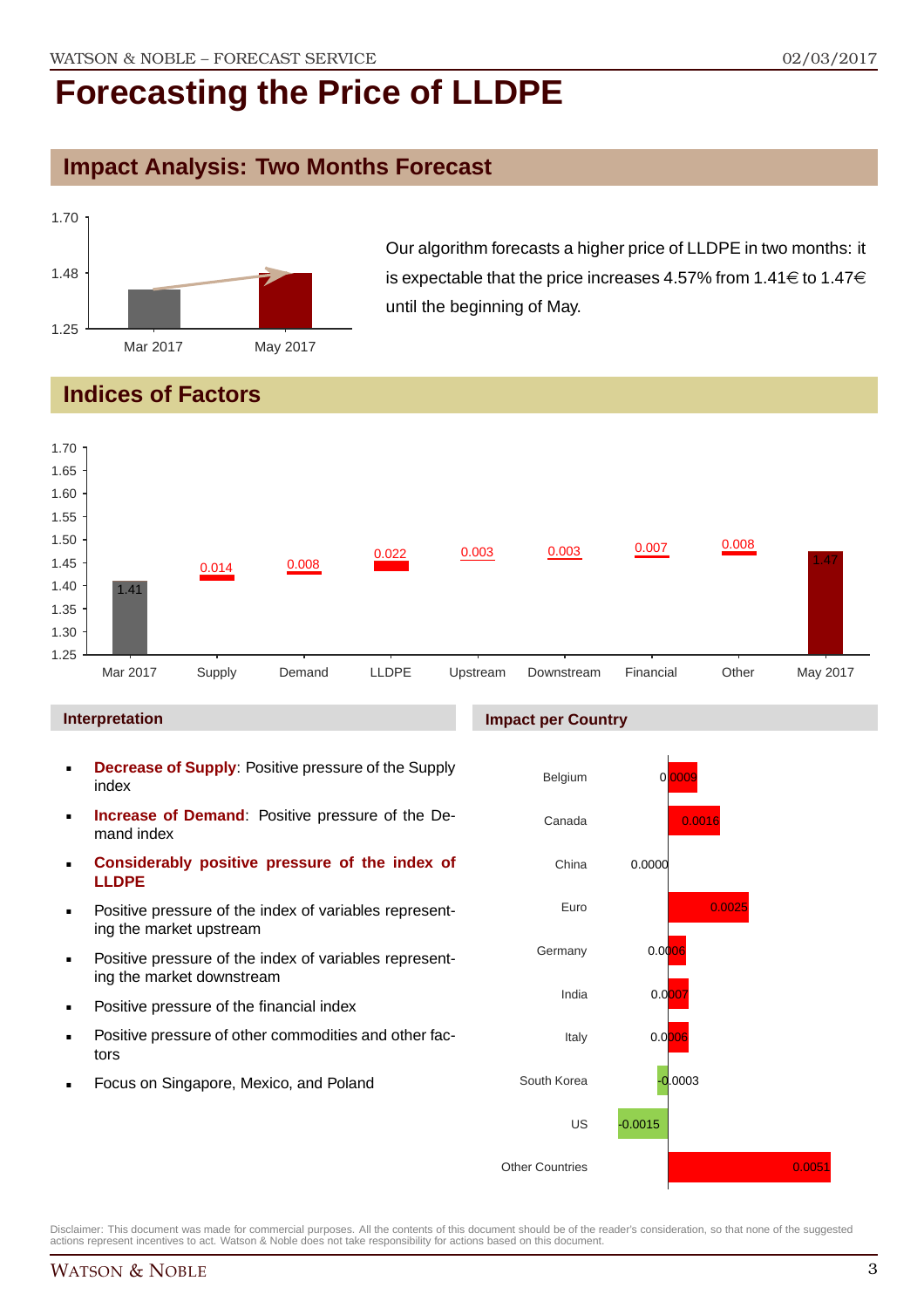# Forecasting the Price of LLDPE

## Impact Analysis: Two Months Forecast

Our algorithm forecasts a higher price of LLDPE in two months: it is expectable that the price increases 4.57% from 1.41€ to 1.47€ until the beginning of May.

## Indices of Factors

| Factor | Value |
|---|---|
| Mar 2017 | 1.41 |
| Supply | 0.014 |
| Demand | 0.008 |
| LLDPE | 0.022 |
| Upstream | 0.003 |
| Downstream | 0.003 |
| Financial | 0.007 |
| Other | 0.008 |
| May 2017 | 1.47 |

### Interpretation

- **Decrease of Supply**: Positive pressure of the Supply index
- **Increase of Demand**: Positive pressure of the Demand index
- **Considerably positive pressure of the index of LLDPE**
- Positive pressure of the index of variables representing the market upstream
- Positive pressure of the index of variables representing the market downstream
- Positive pressure of the financial index
- Positive pressure of other commodities and other factors
- Focus on Singapore, Mexico, and Poland

### Impact per Country

| Country | Impact |
|---|---|
| Belgium | 0.0009 |
| Canada | 0.0016 |
| China | 0.0000 |
| Euro | 0.0025 |
| Germany | 0.0006 |
| India | 0.0007 |
| Italy | 0.0006 |
| South Korea | -0.0003 |
| US | -0.0015 |
| Other Countries | 0.0051 |

Disclaimer: This document was made for commercial purposes. All the contents of this document should be of the reader's consideration, so that none of the suggested actions represent incentives to act. Watson & Noble does not take responsibility for actions based on this document.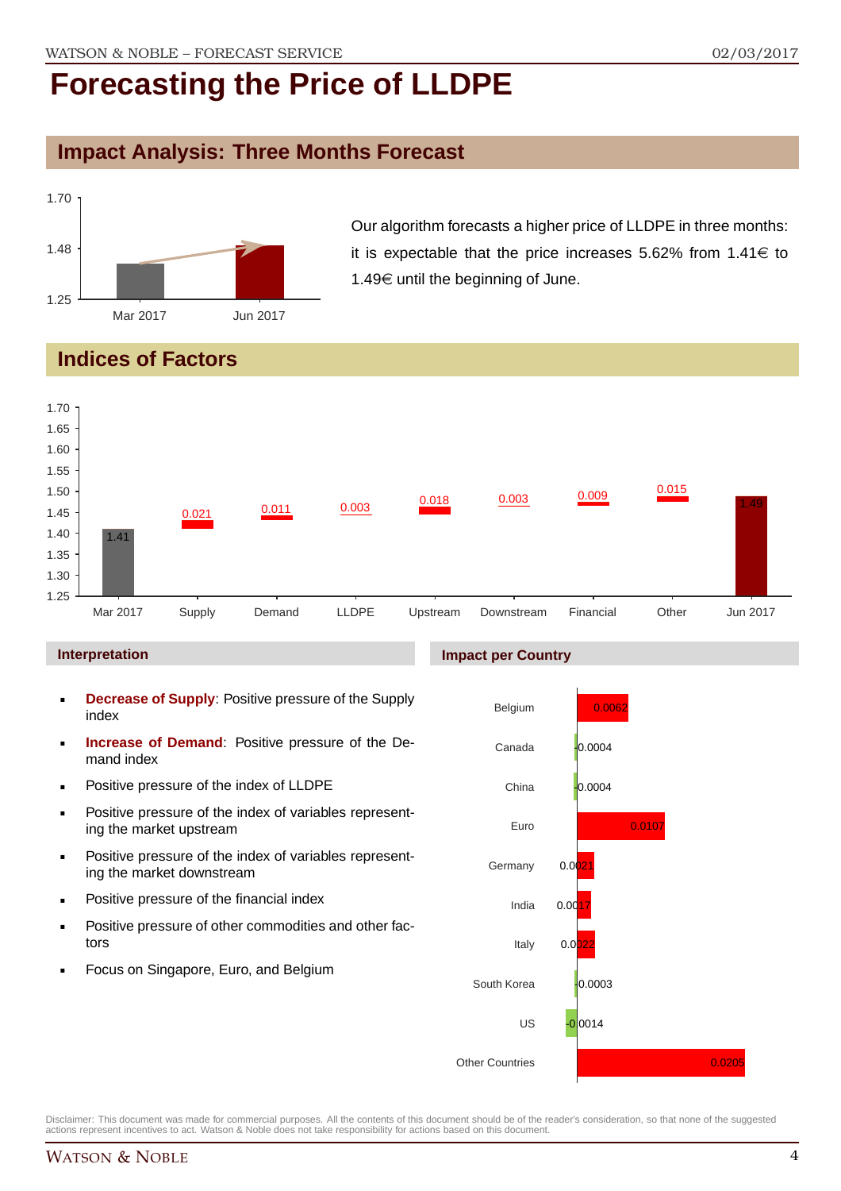# Forecasting the Price of LLDPE

## Impact Analysis: Three Months Forecast

| | Mar 2017 | Jun 2017 |
|---|---|---|
| Price | 1.41 | 1.49 |

Our algorithm forecasts a higher price of LLDPE in three months: it is expectable that the price increases 5.62% from 1.41€ to 1.49€ until the beginning of June.

## Indices of Factors

| Mar 2017 | Supply | Demand | LLDPE | Upstream | Downstream | Financial | Other | Jun 2017 |
|---|---|---|---|---|---|---|---|---|
| 1.41 | 0.021 | 0.011 | 0.003 | 0.018 | 0.003 | 0.009 | 0.015 | 1.49 |

### Interpretation

- **Decrease of Supply**: Positive pressure of the Supply index
- **Increase of Demand**: Positive pressure of the Demand index
- Positive pressure of the index of LLDPE
- Positive pressure of the index of variables representing the market upstream
- Positive pressure of the index of variables representing the market downstream
- Positive pressure of the financial index
- Positive pressure of other commodities and other factors
- Focus on Singapore, Euro, and Belgium

### Impact per Country

| Country | Impact |
|---|---|
| Belgium | 0.0062 |
| Canada | 0.0004 |
| China | 0.0004 |
| Euro | 0.0107 |
| Germany | 0.0021 |
| India | 0.0017 |
| Italy | 0.0022 |
| South Korea | 0.0003 |
| US | -0.0014 |
| Other Countries | 0.0205 |

Disclaimer: This document was made for commercial purposes. All the contents of this document should be of the reader's consideration, so that none of the suggested actions represent incentives to act. Watson & Noble does not take responsibility for actions based on this document.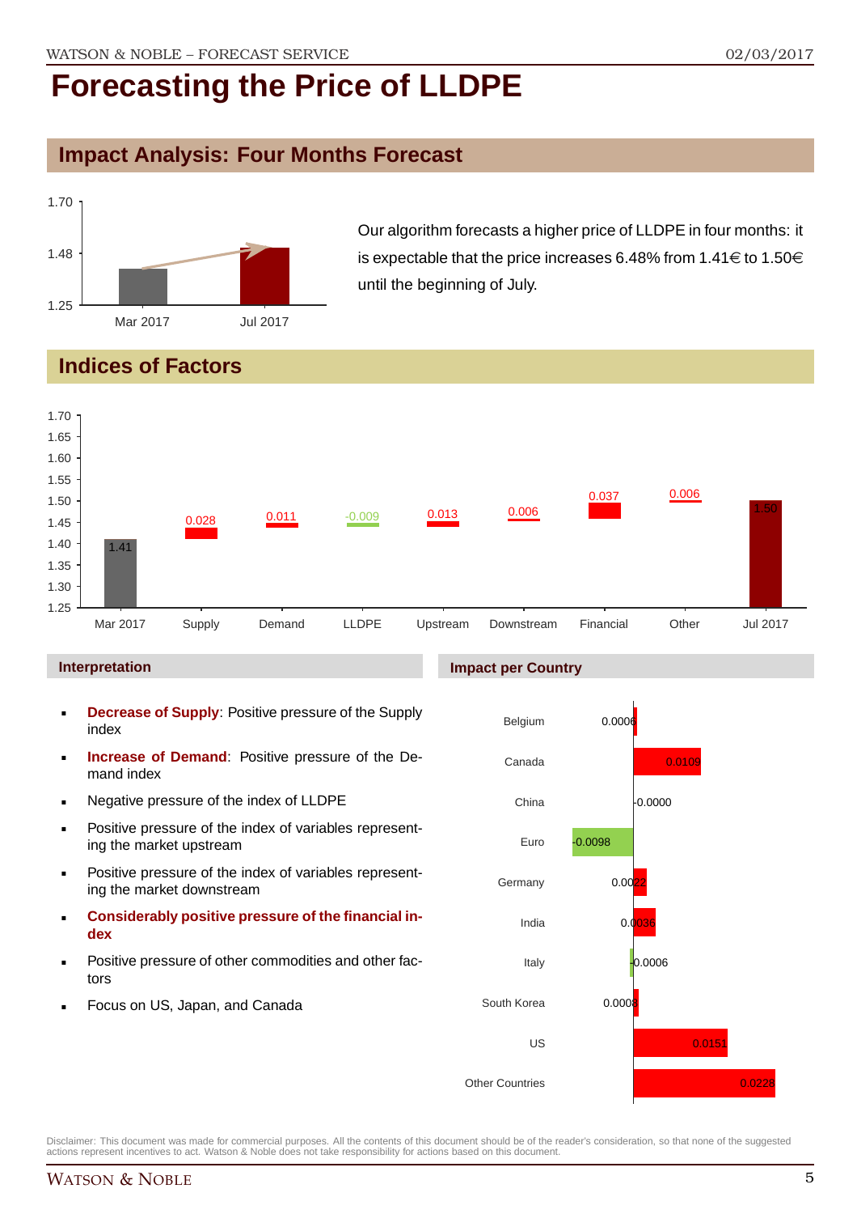# Forecasting the Price of LLDPE

## Impact Analysis: Four Months Forecast

| | Price |
|---|---|
| Mar 2017 | 1.41 |
| Jul 2017 | 1.50 |

Our algorithm forecasts a higher price of LLDPE in four months: it is expectable that the price increases 6.48% from 1.41€ to 1.50€ until the beginning of July.

## Indices of Factors

| | Value |
|---|---|
| Mar 2017 | 1.41 |
| Supply | 0.028 |
| Demand | 0.011 |
| LLDPE | -0.009 |
| Upstream | 0.013 |
| Downstream | 0.006 |
| Financial | 0.037 |
| Other | 0.006 |
| Jul 2017 | 1.50 |

### Interpretation

- **Decrease of Supply**: Positive pressure of the Supply index
- **Increase of Demand**: Positive pressure of the Demand index
- Negative pressure of the index of LLDPE
- Positive pressure of the index of variables representing the market upstream
- Positive pressure of the index of variables representing the market downstream
- **Considerably positive pressure of the financial index**
- Positive pressure of other commodities and other factors
- Focus on US, Japan, and Canada

### Impact per Country

| Country | Impact |
|---|---|
| Belgium | 0.0006 |
| Canada | 0.0109 |
| China | -0.0000 |
| Euro | -0.0098 |
| Germany | 0.0022 |
| India | 0.0036 |
| Italy | -0.0006 |
| South Korea | 0.0008 |
| US | 0.0151 |
| Other Countries | 0.0228 |

Disclaimer: This document was made for commercial purposes. All the contents of this document should be of the reader's consideration, so that none of the suggested actions represent incentives to act. Watson & Noble does not take responsibility for actions based on this document.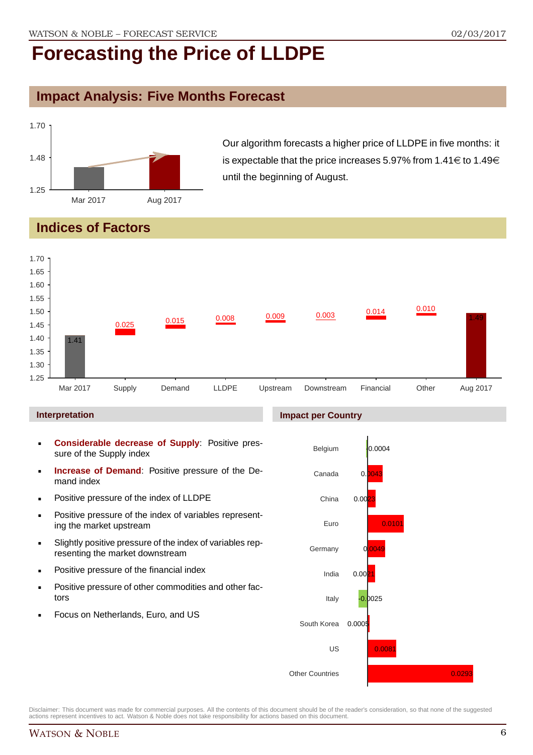# Forecasting the Price of LLDPE

## Impact Analysis: Five Months Forecast

Our algorithm forecasts a higher price of LLDPE in five months: it is expectable that the price increases 5.97% from 1.41€ to 1.49€ until the beginning of August.

## Indices of Factors

| | Mar 2017 | Supply | Demand | LLDPE | Upstream | Downstream | Financial | Other | Aug 2017 |
|---|---|---|---|---|---|---|---|---|---|
| Value | 1.41 | 0.025 | 0.015 | 0.008 | 0.009 | 0.003 | 0.014 | 0.010 | 1.49 |

### Interpretation

- **Considerable decrease of Supply**: Positive pressure of the Supply index
- **Increase of Demand**: Positive pressure of the Demand index
- Positive pressure of the index of LLDPE
- Positive pressure of the index of variables representing the market upstream
- Slightly positive pressure of the index of variables representing the market downstream
- Positive pressure of the financial index
- Positive pressure of other commodities and other factors
- Focus on Netherlands, Euro, and US

### Impact per Country

| Country | Impact |
|---|---|
| Belgium | 0.0004 |
| Canada | 0.0043 |
| China | 0.0023 |
| Euro | 0.0101 |
| Germany | 0.0049 |
| India | 0.0021 |
| Italy | -0.0025 |
| South Korea | 0.0005 |
| US | 0.0081 |
| Other Countries | 0.0293 |

Disclaimer: This document was made for commercial purposes. All the contents of this document should be of the reader's consideration, so that none of the suggested actions represent incentives to act. Watson & Noble does not take responsibility for actions based on this document.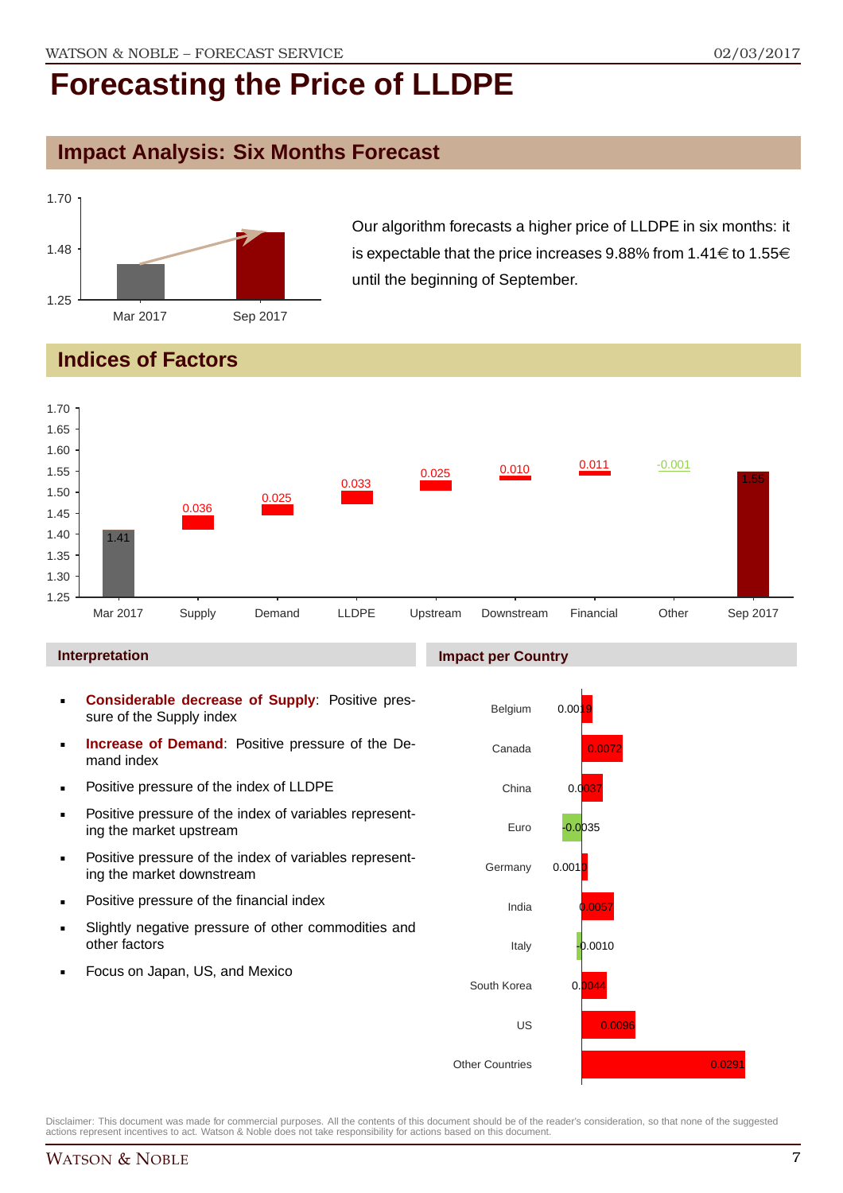# Forecasting the Price of LLDPE

## Impact Analysis: Six Months Forecast

Our algorithm forecasts a higher price of LLDPE in six months: it is expectable that the price increases 9.88% from 1.41€ to 1.55€ until the beginning of September.

## Indices of Factors

| | Mar 2017 | Supply | Demand | LLDPE | Upstream | Downstream | Financial | Other | Sep 2017 |
|---|---|---|---|---|---|---|---|---|---|
| Value | 1.41 | 0.036 | 0.025 | 0.033 | 0.025 | 0.010 | 0.011 | -0.001 | 1.55 |

### Interpretation

- **Considerable decrease of Supply**: Positive pressure of the Supply index
- **Increase of Demand**: Positive pressure of the Demand index
- Positive pressure of the index of LLDPE
- Positive pressure of the index of variables representing the market upstream
- Positive pressure of the index of variables representing the market downstream
- Positive pressure of the financial index
- Slightly negative pressure of other commodities and other factors
- Focus on Japan, US, and Mexico

### Impact per Country

| Country | Impact |
|---|---|
| Belgium | 0.0019 |
| Canada | 0.0072 |
| China | 0.0037 |
| Euro | -0.0035 |
| Germany | 0.0010 |
| India | 0.0057 |
| Italy | -0.0010 |
| South Korea | 0.0044 |
| US | 0.0096 |
| Other Countries | 0.0291 |

Disclaimer: This document was made for commercial purposes. All the contents of this document should be of the reader's consideration, so that none of the suggested actions represent incentives to act. Watson & Noble does not take responsibility for actions based on this document.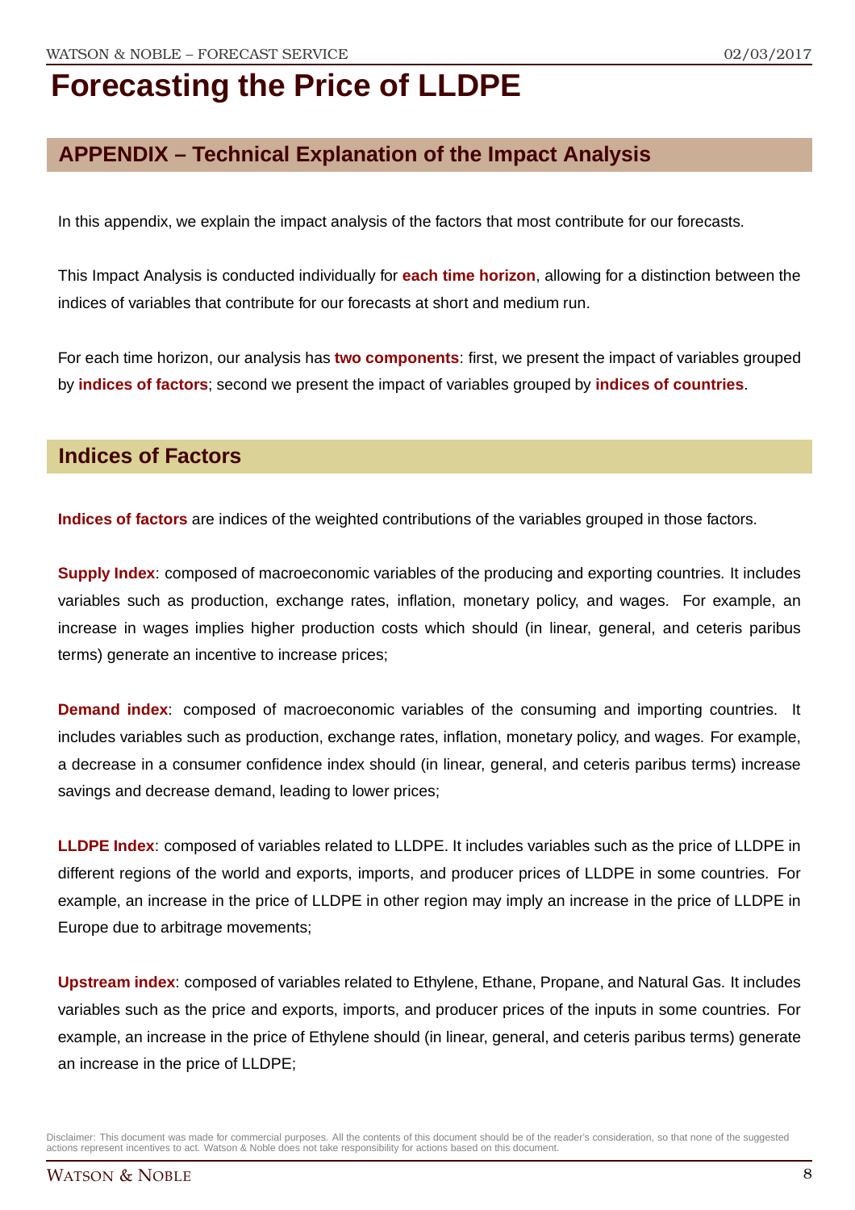# Forecasting the Price of LLDPE

## APPENDIX – Technical Explanation of the Impact Analysis

In this appendix, we explain the impact analysis of the factors that most contribute for our forecasts.

This Impact Analysis is conducted individually for **each time horizon**, allowing for a distinction between the indices of variables that contribute for our forecasts at short and medium run.

For each time horizon, our analysis has **two components**: first, we present the impact of variables grouped by **indices of factors**; second we present the impact of variables grouped by **indices of countries**.

## Indices of Factors

**Indices of factors** are indices of the weighted contributions of the variables grouped in those factors.

**Supply Index**: composed of macroeconomic variables of the producing and exporting countries. It includes variables such as production, exchange rates, inflation, monetary policy, and wages. For example, an increase in wages implies higher production costs which should (in linear, general, and ceteris paribus terms) generate an incentive to increase prices;

**Demand index**: composed of macroeconomic variables of the consuming and importing countries. It includes variables such as production, exchange rates, inflation, monetary policy, and wages. For example, a decrease in a consumer confidence index should (in linear, general, and ceteris paribus terms) increase savings and decrease demand, leading to lower prices;

**LLDPE Index**: composed of variables related to LLDPE. It includes variables such as the price of LLDPE in different regions of the world and exports, imports, and producer prices of LLDPE in some countries. For example, an increase in the price of LLDPE in other region may imply an increase in the price of LLDPE in Europe due to arbitrage movements;

**Upstream index**: composed of variables related to Ethylene, Ethane, Propane, and Natural Gas. It includes variables such as the price and exports, imports, and producer prices of the inputs in some countries. For example, an increase in the price of Ethylene should (in linear, general, and ceteris paribus terms) generate an increase in the price of LLDPE;

Disclaimer: This document was made for commercial purposes. All the contents of this document should be of the reader's consideration, so that none of the suggested actions represent incentives to act. Watson & Noble does not take responsibility for actions based on this document.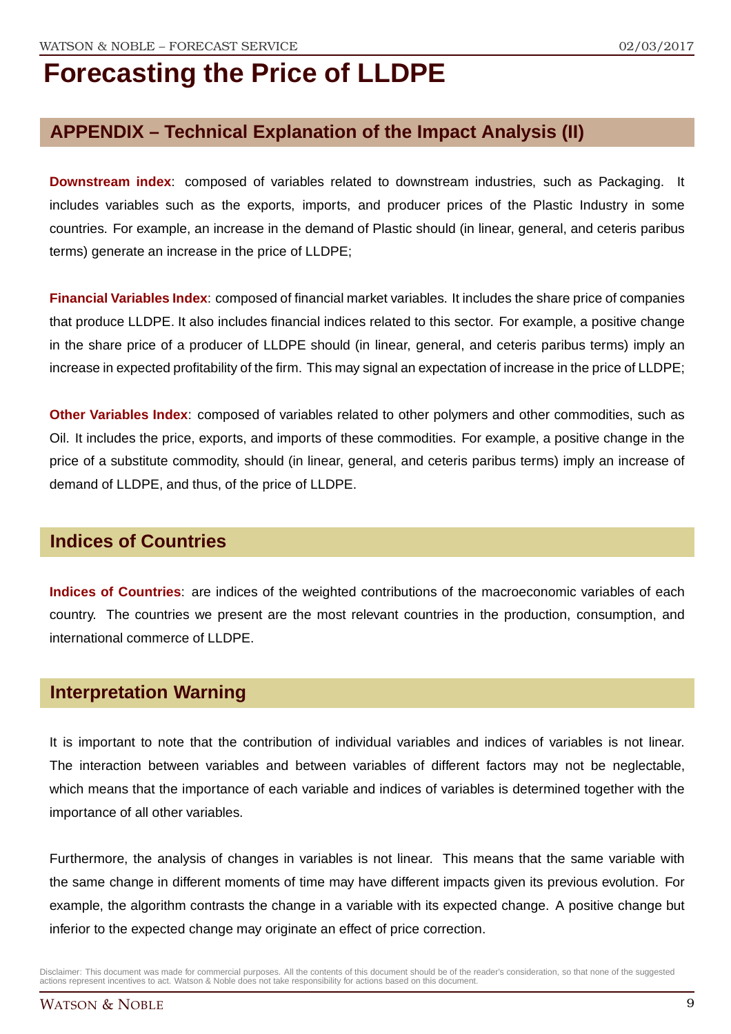# Forecasting the Price of LLDPE

## APPENDIX – Technical Explanation of the Impact Analysis (II)

**Downstream index**: composed of variables related to downstream industries, such as Packaging. It includes variables such as the exports, imports, and producer prices of the Plastic Industry in some countries. For example, an increase in the demand of Plastic should (in linear, general, and ceteris paribus terms) generate an increase in the price of LLDPE;

**Financial Variables Index**: composed of financial market variables. It includes the share price of companies that produce LLDPE. It also includes financial indices related to this sector. For example, a positive change in the share price of a producer of LLDPE should (in linear, general, and ceteris paribus terms) imply an increase in expected profitability of the firm. This may signal an expectation of increase in the price of LLDPE;

**Other Variables Index**: composed of variables related to other polymers and other commodities, such as Oil. It includes the price, exports, and imports of these commodities. For example, a positive change in the price of a substitute commodity, should (in linear, general, and ceteris paribus terms) imply an increase of demand of LLDPE, and thus, of the price of LLDPE.

## Indices of Countries

**Indices of Countries**: are indices of the weighted contributions of the macroeconomic variables of each country. The countries we present are the most relevant countries in the production, consumption, and international commerce of LLDPE.

## Interpretation Warning

It is important to note that the contribution of individual variables and indices of variables is not linear. The interaction between variables and between variables of different factors may not be neglectable, which means that the importance of each variable and indices of variables is determined together with the importance of all other variables.

Furthermore, the analysis of changes in variables is not linear. This means that the same variable with the same change in different moments of time may have different impacts given its previous evolution. For example, the algorithm contrasts the change in a variable with its expected change. A positive change but inferior to the expected change may originate an effect of price correction.

Disclaimer: This document was made for commercial purposes. All the contents of this document should be of the reader's consideration, so that none of the suggested actions represent incentives to act. Watson & Noble does not take responsibility for actions based on this document.